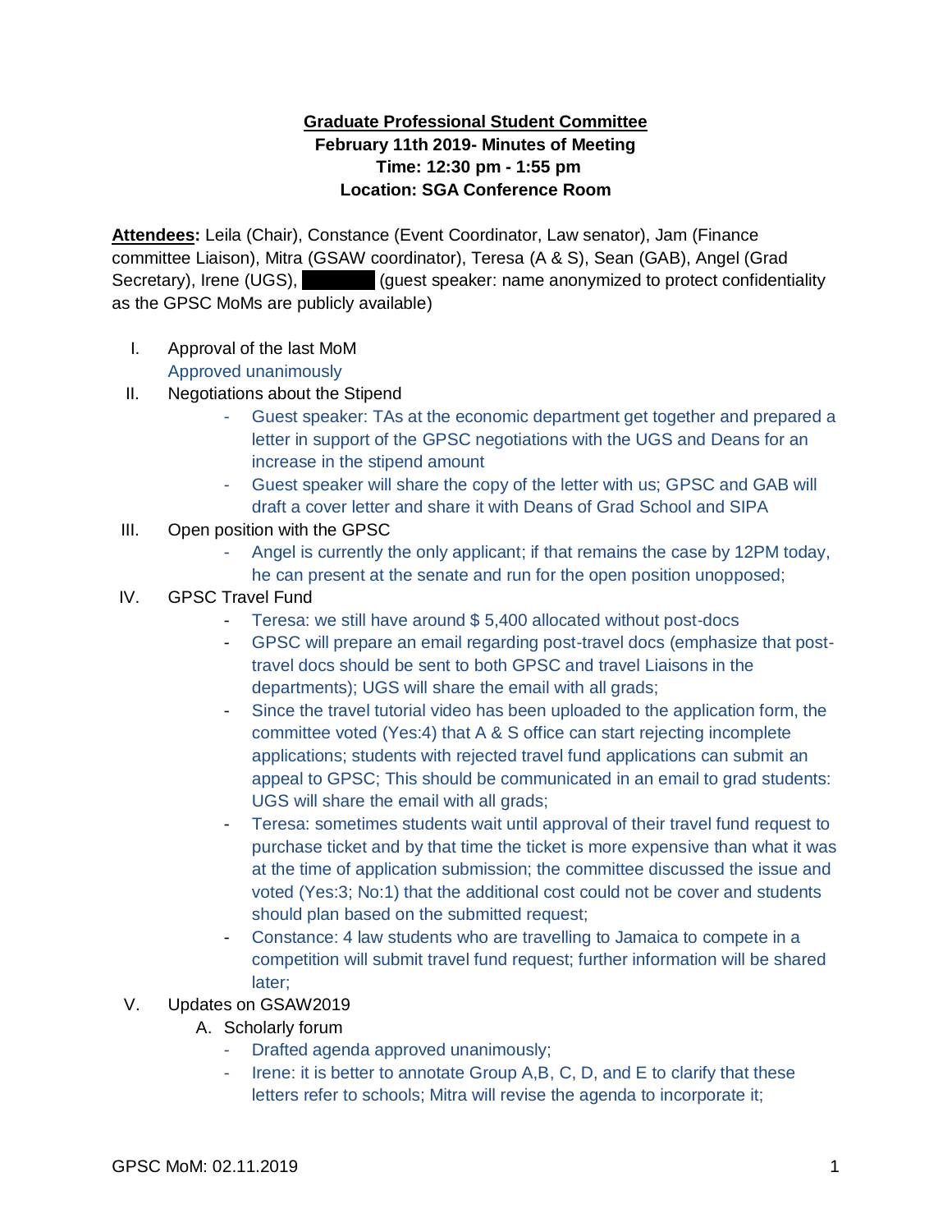# Graduate Professional Student Committee

**February 11th 2019- Minutes of Meeting**

**Time: 12:30 pm - 1:55 pm**

**Location: SGA Conference Room**

**Attendees:** Leila (Chair), Constance (Event Coordinator, Law senator), Jam (Finance committee Liaison), Mitra (GSAW coordinator), Teresa (A & S), Sean (GAB), Angel (Grad Secretary), Irene (UGS), ██████ (guest speaker: name anonymized to protect confidentiality as the GPSC MoMs are publicly available)

I. Approval of the last MoM
   Approved unanimously

II. Negotiations about the Stipend
   - Guest speaker: TAs at the economic department get together and prepared a letter in support of the GPSC negotiations with the UGS and Deans for an increase in the stipend amount
   - Guest speaker will share the copy of the letter with us; GPSC and GAB will draft a cover letter and share it with Deans of Grad School and SIPA

III. Open position with the GPSC
   - Angel is currently the only applicant; if that remains the case by 12PM today, he can present at the senate and run for the open position unopposed;

IV. GPSC Travel Fund
   - Teresa: we still have around $ 5,400 allocated without post-docs
   - GPSC will prepare an email regarding post-travel docs (emphasize that post-travel docs should be sent to both GPSC and travel Liaisons in the departments); UGS will share the email with all grads;
   - Since the travel tutorial video has been uploaded to the application form, the committee voted (Yes:4) that A & S office can start rejecting incomplete applications; students with rejected travel fund applications can submit an appeal to GPSC; This should be communicated in an email to grad students: UGS will share the email with all grads;
   - Teresa: sometimes students wait until approval of their travel fund request to purchase ticket and by that time the ticket is more expensive than what it was at the time of application submission; the committee discussed the issue and voted (Yes:3; No:1) that the additional cost could not be cover and students should plan based on the submitted request;
   - Constance: 4 law students who are travelling to Jamaica to compete in a competition will submit travel fund request; further information will be shared later;

V. Updates on GSAW2019
   A. Scholarly forum
      - Drafted agenda approved unanimously;
      - Irene: it is better to annotate Group A,B, C, D, and E to clarify that these letters refer to schools; Mitra will revise the agenda to incorporate it;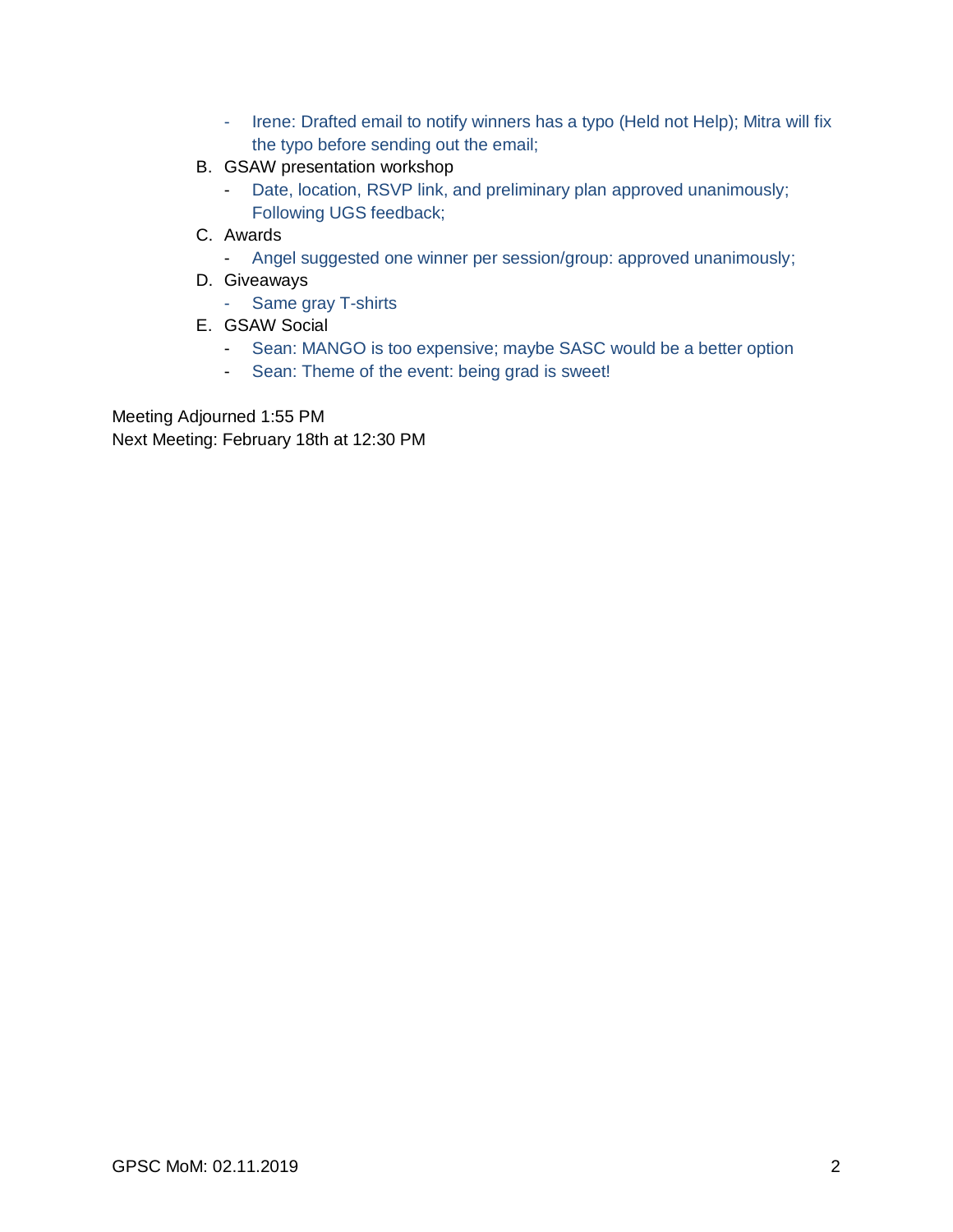- Irene: Drafted email to notify winners has a typo (Held not Help); Mitra will fix the typo before sending out the email;

B. GSAW presentation workshop
   - Date, location, RSVP link, and preliminary plan approved unanimously; Following UGS feedback;

C. Awards
   - Angel suggested one winner per session/group: approved unanimously;

D. Giveaways
   - Same gray T-shirts

E. GSAW Social
   - Sean: MANGO is too expensive; maybe SASC would be a better option
   - Sean: Theme of the event: being grad is sweet!

Meeting Adjourned 1:55 PM
Next Meeting: February 18th at 12:30 PM